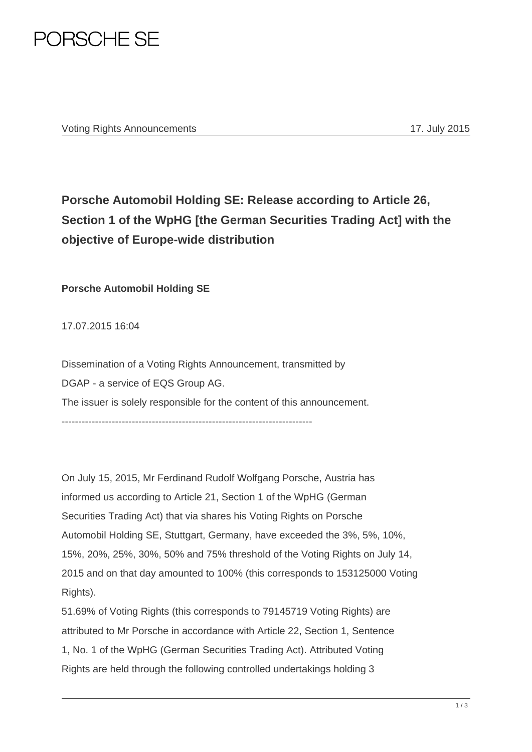Voting Rights Announcements 17. July 2015

# Porsche Automobil Holding SE: Release according to Article 26, Section 1 of the WpHG [the German Securities Trading Act] with the objective of Europe-wide distribution

**Porsche Automobil Holding SE**

17.07.2015 16:04

Dissemination of a Voting Rights Announcement, transmitted by
DGAP - a service of EQS Group AG.
The issuer is solely responsible for the content of this announcement.

---------------------------------------------------------------------------

On July 15, 2015, Mr Ferdinand Rudolf Wolfgang Porsche, Austria has informed us according to Article 21, Section 1 of the WpHG (German Securities Trading Act) that via shares his Voting Rights on Porsche Automobil Holding SE, Stuttgart, Germany, have exceeded the 3%, 5%, 10%, 15%, 20%, 25%, 30%, 50% and 75% threshold of the Voting Rights on July 14, 2015 and on that day amounted to 100% (this corresponds to 153125000 Voting Rights).

51.69% of Voting Rights (this corresponds to 79145719 Voting Rights) are attributed to Mr Porsche in accordance with Article 22, Section 1, Sentence 1, No. 1 of the WpHG (German Securities Trading Act). Attributed Voting Rights are held through the following controlled undertakings holding 3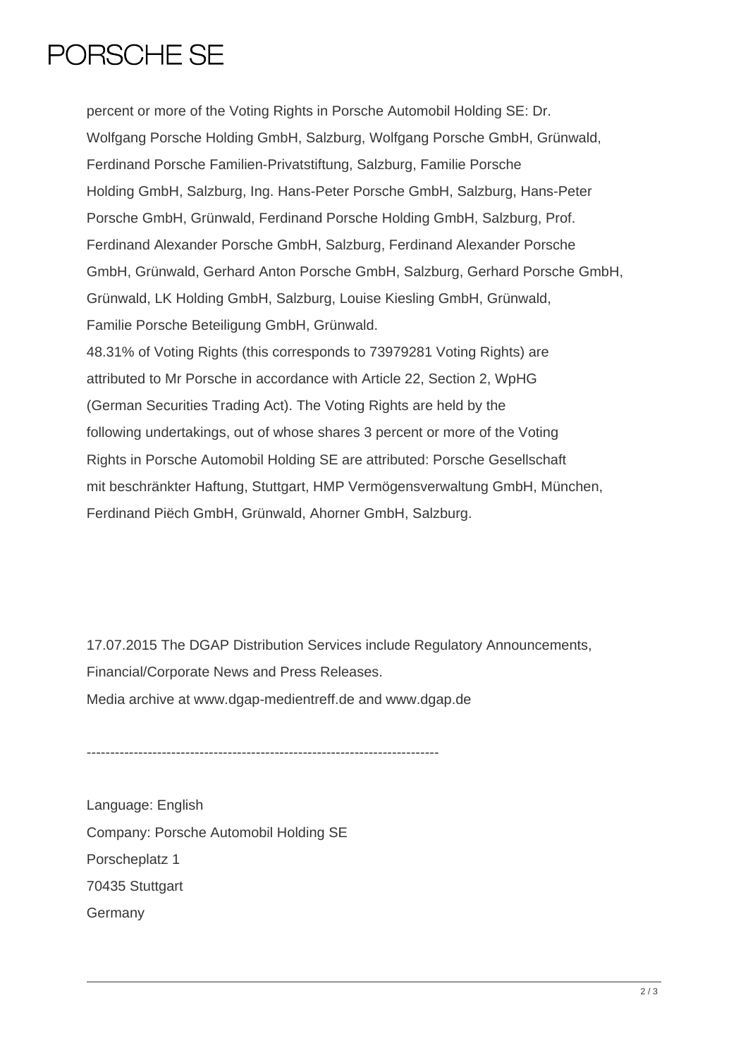percent or more of the Voting Rights in Porsche Automobil Holding SE: Dr. Wolfgang Porsche Holding GmbH, Salzburg, Wolfgang Porsche GmbH, Grünwald, Ferdinand Porsche Familien-Privatstiftung, Salzburg, Familie Porsche Holding GmbH, Salzburg, Ing. Hans-Peter Porsche GmbH, Salzburg, Hans-Peter Porsche GmbH, Grünwald, Ferdinand Porsche Holding GmbH, Salzburg, Prof. Ferdinand Alexander Porsche GmbH, Salzburg, Ferdinand Alexander Porsche GmbH, Grünwald, Gerhard Anton Porsche GmbH, Salzburg, Gerhard Porsche GmbH, Grünwald, LK Holding GmbH, Salzburg, Louise Kiesling GmbH, Grünwald, Familie Porsche Beteiligung GmbH, Grünwald.

48.31% of Voting Rights (this corresponds to 73979281 Voting Rights) are attributed to Mr Porsche in accordance with Article 22, Section 2, WpHG (German Securities Trading Act). The Voting Rights are held by the following undertakings, out of whose shares 3 percent or more of the Voting Rights in Porsche Automobil Holding SE are attributed: Porsche Gesellschaft mit beschränkter Haftung, Stuttgart, HMP Vermögensverwaltung GmbH, München, Ferdinand Piëch GmbH, Grünwald, Ahorner GmbH, Salzburg.

17.07.2015 The DGAP Distribution Services include Regulatory Announcements, Financial/Corporate News and Press Releases.
Media archive at www.dgap-medientreff.de and www.dgap.de

---------------------------------------------------------------------------

Language: English
Company: Porsche Automobil Holding SE
Porscheplatz 1
70435 Stuttgart
Germany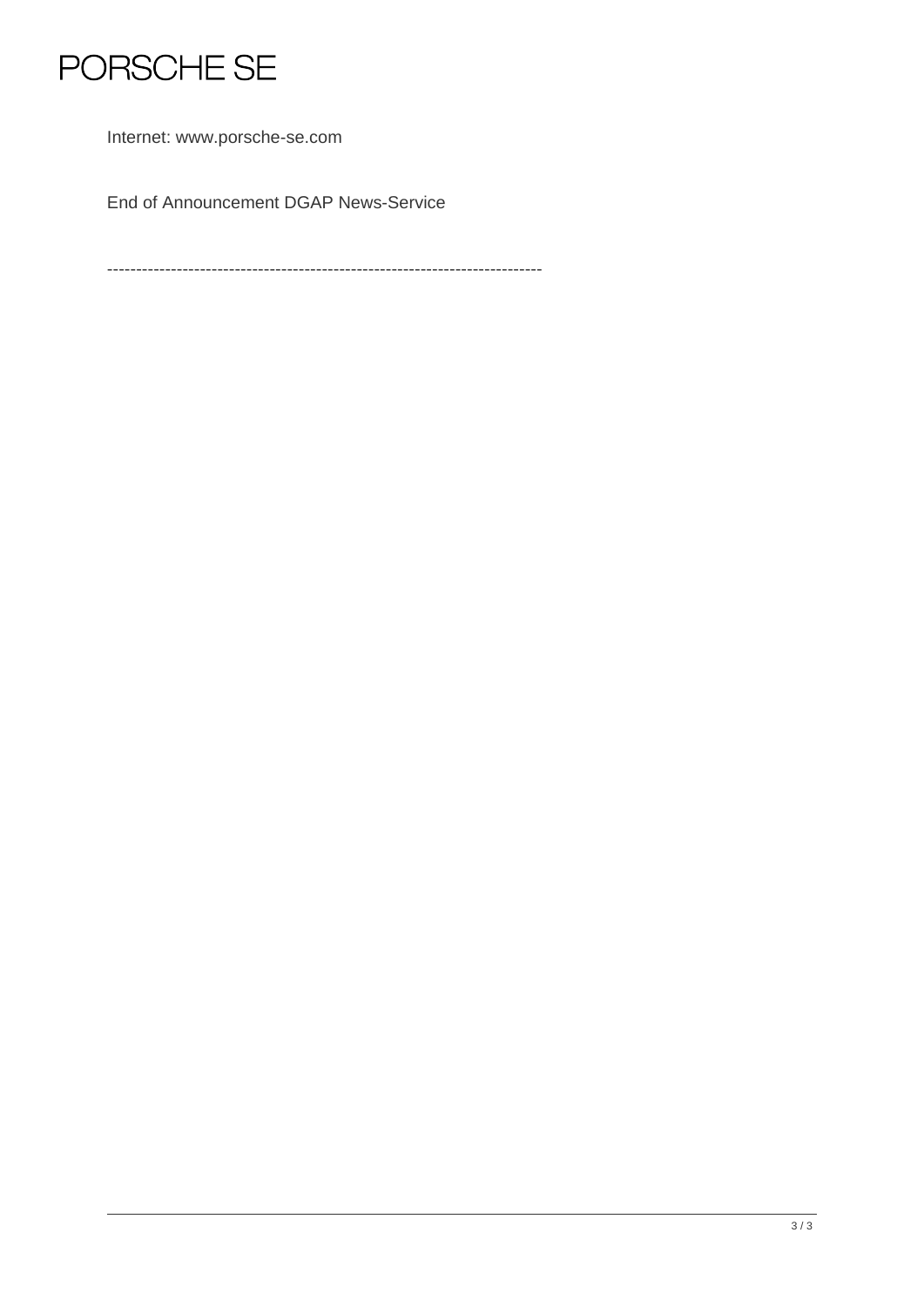Internet: www.porsche-se.com

End of Announcement DGAP News-Service

---------------------------------------------------------------------------